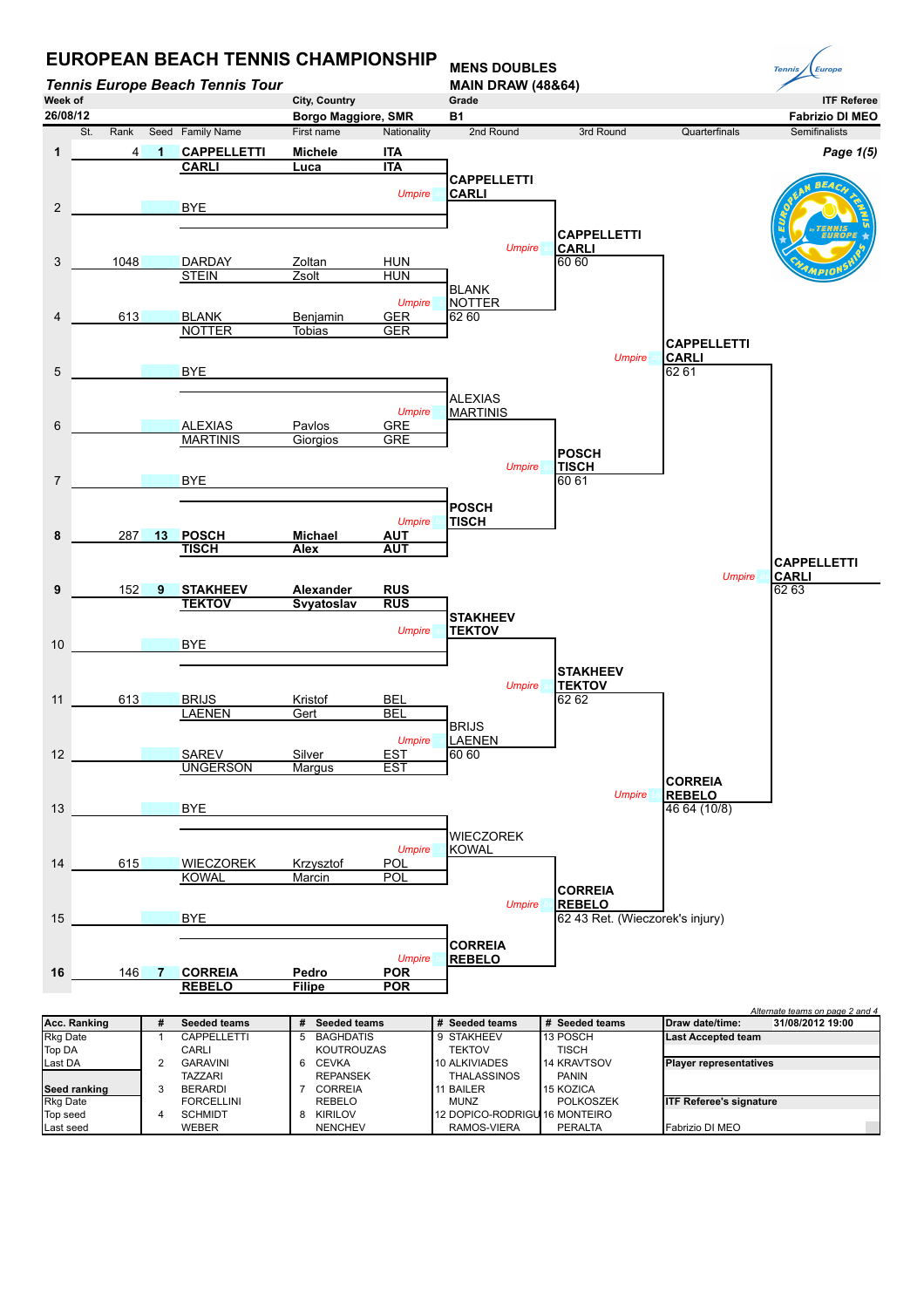# EUROPEAN BEACH TENNIS CHAMPIONSHIP

*Tennis Europe Beach Tennis Tour*

**MENS DOUBLES**
**MAIN DRAW (48&64)**

| Week of | City, Country | Grade | ITF Referee |
|---|---|---|---|
| 26/08/12 | Borgo Maggiore, SMR | B1 | Fabrizio DI MEO |

| | St. | Rank | Seed | Family Name | First name | Nationality | 2nd Round | 3rd Round | Quarterfinals | Semifinalists |
|---|---|---|---|---|---|---|---|---|---|---|
| 1 | | 4 | 1 | **CAPPELLETTI** | **Michele** | **ITA** | | | | |
| | | | | **CARLI** | **Luca** | **ITA** | **CAPPELLETTI CARLI** | | | |
| 2 | | | | BYE | | | | **CAPPELLETTI CARLI** 60 60 | | |
| 3 | | 1048 | | DARDAY | Zoltan | HUN | | | | |
| | | | | STEIN | Zsolt | HUN | BLANK NOTTER 62 60 | | | |
| 4 | | 613 | | BLANK | Benjamin | GER | | | **CAPPELLETTI CARLI** 62 61 | |
| | | | | NOTTER | Tobias | GER | | | | |
| 5 | | | | BYE | | | ALEXIAS MARTINIS | | | |
| 6 | | | | ALEXIAS | Pavlos | GRE | | | | |
| | | | | MARTINIS | Giorgios | GRE | | **POSCH TISCH** 60 61 | | |
| 7 | | | | BYE | | | | | | |
| | | | | | | | **POSCH TISCH** | | | |
| 8 | | 287 | 13 | **POSCH** | **Michael** | **AUT** | | | | **CAPPELLETTI CARLI** 62 63 |
| | | | | **TISCH** | **Alex** | **AUT** | | | | |
| 9 | | 152 | 9 | **STAKHEEV** | **Alexander** | **RUS** | | | | |
| | | | | **TEKTOV** | **Svyatoslav** | **RUS** | **STAKHEEV TEKTOV** | | | |
| 10 | | | | BYE | | | | **STAKHEEV TEKTOV** 62 62 | | |
| 11 | | 613 | | BRIJS | Kristof | BEL | | | | |
| | | | | LAENEN | Gert | BEL | BRIJS LAENEN 60 60 | | | |
| 12 | | | | SAREV | Silver | EST | | | **CORREIA REBELO** 46 64 (10/8) | |
| | | | | UNGERSON | Margus | EST | | | | |
| 13 | | | | BYE | | | WIECZOREK KOWAL | | | |
| 14 | | 615 | | WIECZOREK | Krzysztof | POL | | | | |
| | | | | KOWAL | Marcin | POL | | **CORREIA REBELO** 62 43 Ret. (Wieczorek's injury) | | |
| 15 | | | | BYE | | | | | | |
| | | | | | | | **CORREIA REBELO** | | | |
| 16 | | 146 | 7 | **CORREIA** | **Pedro** | **POR** | | | | |
| | | | | **REBELO** | **Filipe** | **POR** | | | | |

*Alternate teams on page 2 and 4*

| Acc. Ranking | # | Seeded teams | # | Seeded teams | # | Seeded teams | # | Seeded teams | Draw date/time: 31/08/2012 19:00 |
|---|---|---|---|---|---|---|---|---|---|
| Rkg Date | 1 | CAPPELLETTI | 5 | BAGHDATIS | 9 | STAKHEEV | 13 | POSCH | **Last Accepted team** |
| Top DA | | CARLI | | KOUTROUZAS | | TEKTOV | | TISCH | |
| Last DA | 2 | GARAVINI | 6 | CEVKA | 10 | ALKIVIADES | 14 | KRAVTSOV | **Player representatives** |
| | | TAZZARI | | REPANSEK | | THALASSINOS | | PANIN | |
| **Seed ranking** | 3 | BERARDI | 7 | CORREIA | 11 | BAILER | 15 | KOZICA | |
| Rkg Date | | FORCELLINI | | REBELO | | MUNZ | | POLKOSZEK | **ITF Referee's signature** |
| Top seed | 4 | SCHMIDT | 8 | KIRILOV | 12 | DOPICO-RODRIGU | 16 | MONTEIRO | |
| Last seed | | WEBER | | NENCHEV | | RAMOS-VIERA | | PERALTA | Fabrizio DI MEO |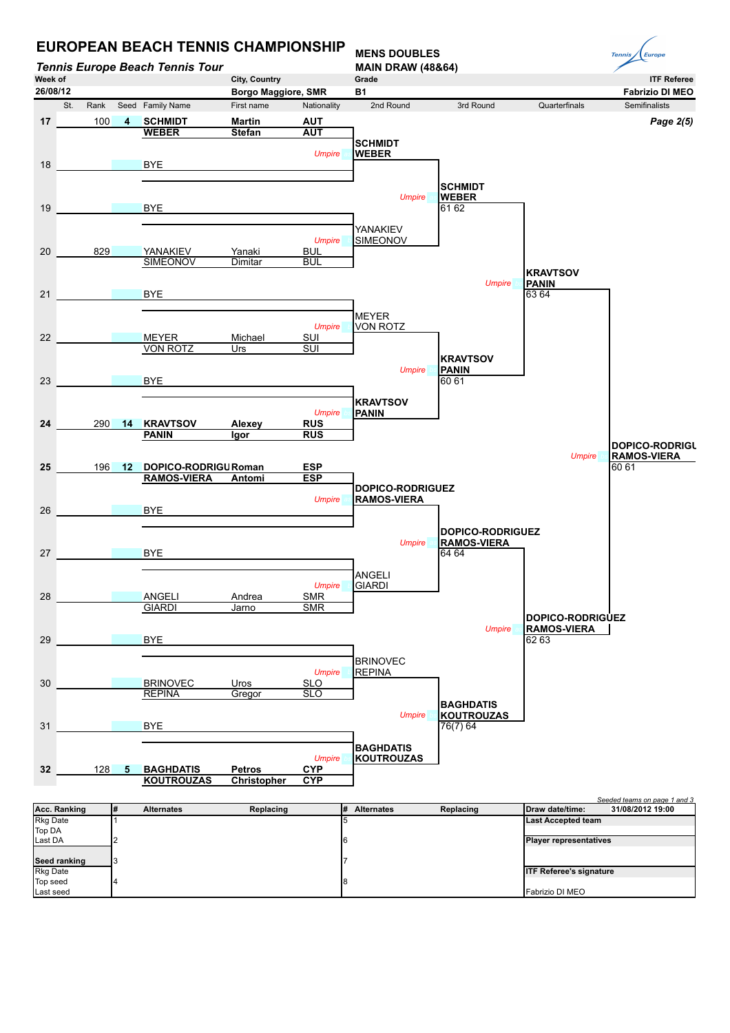# EUROPEAN BEACH TENNIS CHAMPIONSHIP

***Tennis Europe Beach Tennis Tour***

**MENS DOUBLES**
**MAIN DRAW (48&64)**

| Week of | City, Country | Grade | ITF Referee |
|---|---|---|---|
| 26/08/12 | Borgo Maggiore, SMR | B1 | Fabrizio DI MEO |

***Page 2(5)***

| St. | Rank | Seed | Family Name | First name | Nationality | 2nd Round | 3rd Round | Quarterfinals | Semifinalists |
|---|---|---|---|---|---|---|---|---|---|
| 17 | 100 | **4** | **SCHMIDT** / **WEBER** | **Martin** / **Stefan** | **AUT** / **AUT** | | | | |
| | | | | | *Umpire* | **SCHMIDT** / **WEBER** | | | |
| 18 | | | BYE | | | | | | |
| | | | | | | *Umpire* | **SCHMIDT** / **WEBER** 61 62 | | |
| 19 | | | BYE | | | | | | |
| | | | | | *Umpire* | YANAKIEV / SIMEONOV | | | |
| 20 | 829 | | YANAKIEV / SIMEONOV | Yanaki / Dimitar | BUL / BUL | | | | |
| | | | | | | | *Umpire* | **KRAVTSOV** / **PANIN** 63 64 | |
| 21 | | | BYE | | | | | | |
| | | | | | *Umpire* | MEYER / VON ROTZ | | | |
| 22 | | | MEYER / VON ROTZ | Michael / Urs | SUI / SUI | | | | |
| | | | | | | *Umpire* | **KRAVTSOV** / **PANIN** 60 61 | | |
| 23 | | | BYE | | | | | | |
| | | | | | *Umpire* | **KRAVTSOV** / **PANIN** | | | |
| 24 | 290 | **14** | **KRAVTSOV** / **PANIN** | **Alexey** / **Igor** | **RUS** / **RUS** | | | | |
| | | | | | | | | *Umpire* | **DOPICO-RODRIGU** / **RAMOS-VIERA** 60 61 |
| 25 | 196 | **12** | **DOPICO-RODRIGU** / **RAMOS-VIERA** | **Roman** / **Antomi** | **ESP** / **ESP** | | | | |
| | | | | | *Umpire* | **DOPICO-RODRIGUEZ** / **RAMOS-VIERA** | | | |
| 26 | | | BYE | | | | | | |
| | | | | | | *Umpire* | **DOPICO-RODRIGUEZ** / **RAMOS-VIERA** 64 64 | | |
| 27 | | | BYE | | | | | | |
| | | | | | *Umpire* | ANGELI / GIARDI | | | |
| 28 | | | ANGELI / GIARDI | Andrea / Jarno | SMR / SMR | | | | |
| | | | | | | | *Umpire* | **DOPICO-RODRIGUEZ** / **RAMOS-VIERA** 62 63 | |
| 29 | | | BYE | | | | | | |
| | | | | | *Umpire* | BRINOVEC / REPINA | | | |
| 30 | | | BRINOVEC / REPINA | Uros / Gregor | SLO / SLO | | | | |
| | | | | | | *Umpire* | **BAGHDATIS** / **KOUTROUZAS** 76(7) 64 | | |
| 31 | | | BYE | | | | | | |
| | | | | | *Umpire* | **BAGHDATIS** / **KOUTROUZAS** | | | |
| 32 | 128 | **5** | **BAGHDATIS** / **KOUTROUZAS** | **Petros** / **Christopher** | **CYP** / **CYP** | | | | |

*Seeded teams on page 1 and 3*

| Acc. Ranking | # | Alternates | Replacing | # | Alternates | Replacing | Draw date/time: | 31/08/2012 19:00 |
|---|---|---|---|---|---|---|---|---|
| Rkg Date | 1 | | | 5 | | | Last Accepted team | |
| Top DA | | | | | | | | |
| Last DA | 2 | | | 6 | | | Player representatives | |
| **Seed ranking** | 3 | | | 7 | | | | |
| Rkg Date | | | | | | | ITF Referee's signature | |
| Top seed | 4 | | | 8 | | | | |
| Last seed | | | | | | | Fabrizio DI MEO | |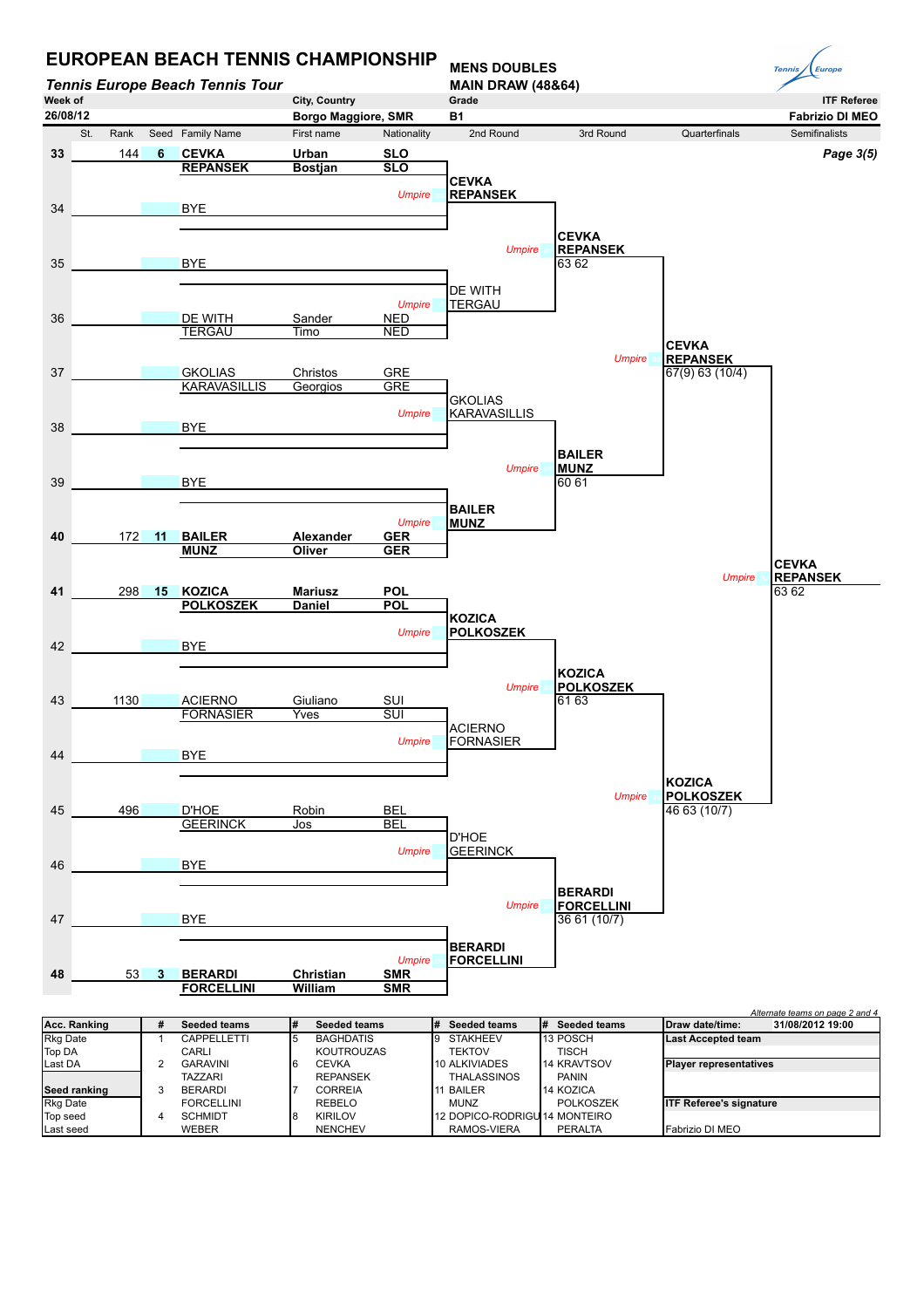# EUROPEAN BEACH TENNIS CHAMPIONSHIP

***Tennis Europe Beach Tennis Tour***

**MENS DOUBLES**
**MAIN DRAW (48&64)**

| Week of | City, Country | Grade | ITF Referee |
|---|---|---|---|
| 26/08/12 | Borgo Maggiore, SMR | B1 | Fabrizio DI MEO |

| St. | Rank | Seed | Family Name | First name | Nationality | 2nd Round | 3rd Round | Quarterfinals | Semifinalists |
|---|---|---|---|---|---|---|---|---|---|
| 33 | 144 | 6 | **CEVKA** / **REPANSEK** | **Urban** / **Bostjan** | **SLO** / **SLO** | **CEVKA** / **REPANSEK** | **CEVKA** / **REPANSEK** 63 62 | **CEVKA** / **REPANSEK** 67(9) 63 (10/4) | **CEVKA** / **REPANSEK** 63 62 |
| 34 | | | BYE | | | | | | |
| 35 | | | BYE | | | DE WITH / TERGAU | | | |
| 36 | | | DE WITH / TERGAU | Sander / Timo | NED / NED | | | | |
| 37 | | | GKOLIAS / KARAVASILLIS | Christos / Georgios | GRE / GRE | GKOLIAS / KARAVASILLIS | **BAILER** / **MUNZ** 60 61 | | |
| 38 | | | BYE | | | | | | |
| 39 | | | BYE | | | **BAILER** / **MUNZ** | | | |
| 40 | 172 | 11 | **BAILER** / **MUNZ** | **Alexander** / **Oliver** | **GER** / **GER** | | | | |
| 41 | 298 | 15 | **KOZICA** / **POLKOSZEK** | **Mariusz** / **Daniel** | **POL** / **POL** | **KOZICA** / **POLKOSZEK** | **KOZICA** / **POLKOSZEK** 61 63 | **KOZICA** / **POLKOSZEK** 46 63 (10/7) | |
| 42 | | | BYE | | | | | | |
| 43 | 1130 | | ACIERNO / FORNASIER | Giuliano / Yves | SUI / SUI | ACIERNO / FORNASIER | | | |
| 44 | | | BYE | | | | | | |
| 45 | 496 | | D'HOE / GEERINCK | Robin / Jos | BEL / BEL | D'HOE / GEERINCK | **BERARDI** / **FORCELLINI** 36 61 (10/7) | | |
| 46 | | | BYE | | | | | | |
| 47 | | | BYE | | | **BERARDI** / **FORCELLINI** | | | |
| 48 | 53 | 3 | **BERARDI** / **FORCELLINI** | **Christian** / **William** | **SMR** / **SMR** | | | | |

*Alternate teams on page 2 and 4*

| Acc. Ranking | # | Seeded teams | # | Seeded teams | # | Seeded teams | # | Seeded teams | Draw date/time: 31/08/2012 19:00 |
|---|---|---|---|---|---|---|---|---|---|
| Rkg Date | 1 | CAPPELLETTI / CARLI | 5 | BAGHDATIS / KOUTROUZAS | 9 | STAKHEEV / TEKTOV | 13 | POSCH / TISCH | Last Accepted team |
| Top DA | | | | | | | | | |
| Last DA | 2 | GARAVINI / TAZZARI | 6 | CEVKA / REPANSEK | 10 | ALKIVIADES / THALASSINOS | 14 | KRAVTSOV / PANIN | Player representatives |
| Seed ranking | 3 | BERARDI / FORCELLINI | 7 | CORREIA / REBELO | 11 | BAILER / MUNZ | 14 | KOZICA / POLKOSZEK | ITF Referee's signature |
| Rkg Date | | | | | | | | | |
| Top seed | 4 | SCHMIDT / WEBER | 8 | KIRILOV / NENCHEV | 12 | DOPICO-RODRIGU / RAMOS-VIERA | 14 | MONTEIRO / PERALTA | Fabrizio DI MEO |
| Last seed | | | | | | | | | |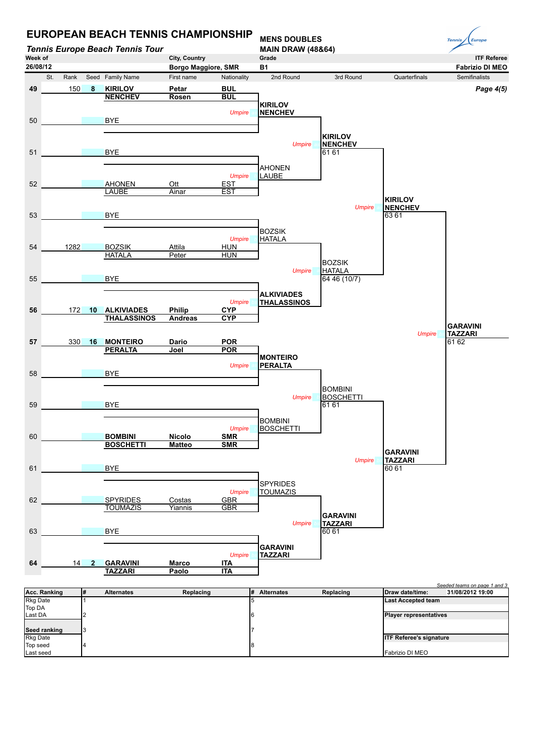# EUROPEAN BEACH TENNIS CHAMPIONSHIP

*Tennis Europe Beach Tennis Tour*

**MENS DOUBLES**
**MAIN DRAW (48&64)**

| Week of | City, Country | Grade | ITF Referee |
|---|---|---|---|
| 26/08/12 | Borgo Maggiore, SMR | B1 | Fabrizio DI MEO |

*Page 4(5)*

| St. | Rank | Seed | Family Name | First name | Nationality |
|---|---|---|---|---|---|
| **49** | 150 | **8** | **KIRILOV** / **NENCHEV** | **Petar** / **Rosen** | **BUL** / **BUL** |
| 50 | | | BYE | | |
| 51 | | | BYE | | |
| 52 | | | AHONEN / LAUBE | Ott / Ainar | EST / EST |
| 53 | | | BYE | | |
| 54 | 1282 | | BOZSIK / HATALA | Attila / Peter | HUN / HUN |
| 55 | | | BYE | | |
| **56** | 172 | **10** | **ALKIVIADES** / **THALASSINOS** | **Philip** / **Andreas** | **CYP** / **CYP** |
| **57** | 330 | **16** | **MONTEIRO** / **PERALTA** | **Dario** / **Joel** | **POR** / **POR** |
| 58 | | | BYE | | |
| 59 | | | BYE | | |
| 60 | | | **BOMBINI** / **BOSCHETTI** | **Nicolo** / **Matteo** | **SMR** / **SMR** |
| 61 | | | BYE | | |
| 62 | | | SPYRIDES / TOUMAZIS | Costas / Yiannis | GBR / GBR |
| 63 | | | BYE | | |
| **64** | 14 | **2** | **GARAVINI** / **TAZZARI** | **Marco** / **Paolo** | **ITA** / **ITA** |

**2nd Round**

- **KIRILOV / NENCHEV**
- AHONEN / LAUBE
- BOZSIK / HATALA
- **ALKIVIADES / THALASSINOS**
- **MONTEIRO / PERALTA**
- BOMBINI / BOSCHETTI
- SPYRIDES / TOUMAZIS
- **GARAVINI / TAZZARI**

**3rd Round**

- **KIRILOV / NENCHEV** 61 61
- BOZSIK / HATALA 64 46 (10/7)
- BOMBINI / BOSCHETTI 61 61
- **GARAVINI / TAZZARI** 60 61

**Quarterfinals**

- **KIRILOV / NENCHEV** 63 61
- **GARAVINI / TAZZARI** 60 61

**Semifinalists**

- **GARAVINI / TAZZARI** 61 62

*Seeded teams on page 1 and 3*

| Acc. Ranking | # | Alternates | Replacing | # | Alternates | Replacing | Draw date/time: 31/08/2012 19:00 |
|---|---|---|---|---|---|---|---|
| Rkg Date | 1 | | | 5 | | | Last Accepted team |
| Top DA | | | | | | | |
| Last DA | 2 | | | 6 | | | Player representatives |
| | | | | | | | |
| Seed ranking | 3 | | | 7 | | | |
| Rkg Date | | | | | | | ITF Referee's signature |
| Top seed | 4 | | | 8 | | | |
| Last seed | | | | | | | Fabrizio DI MEO |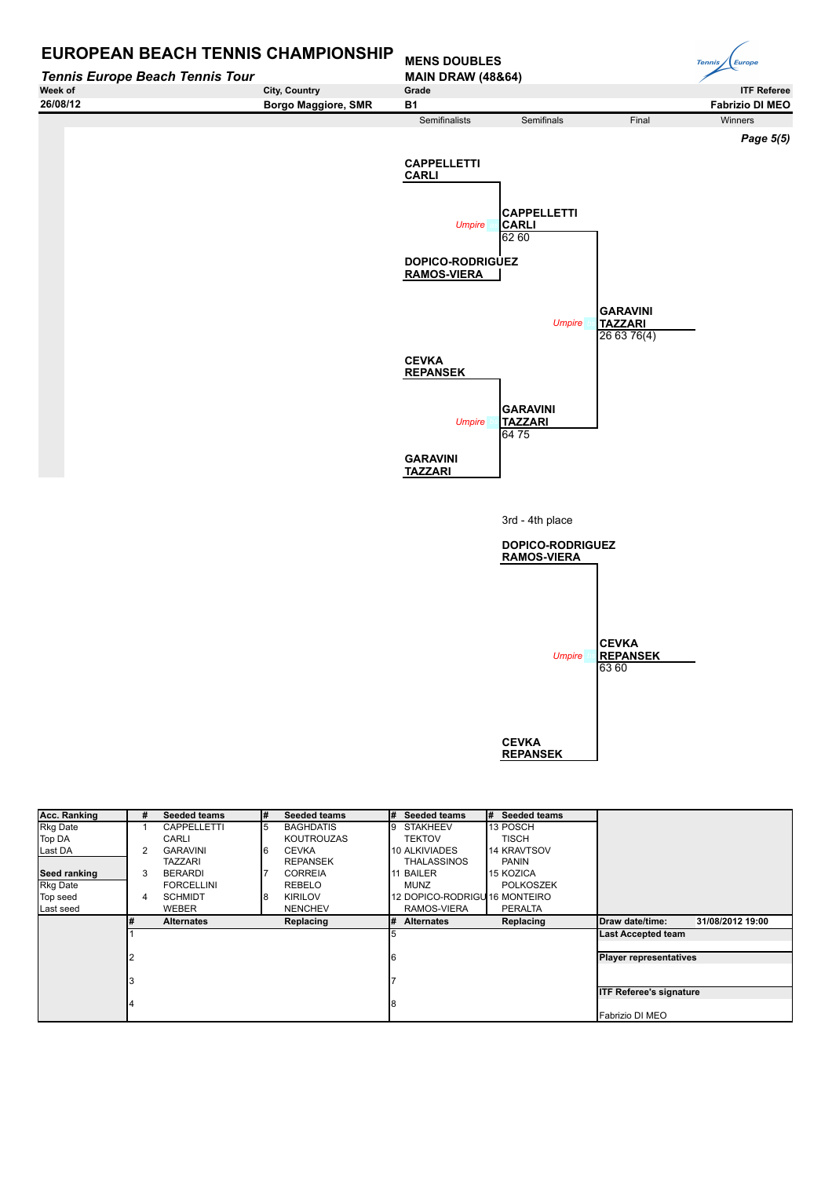# EUROPEAN BEACH TENNIS CHAMPIONSHIP

***Tennis Europe Beach Tennis Tour***

**MENS DOUBLES**
**MAIN DRAW (48&64)**

| Week of | City, Country | Grade | ITF Referee |
|---|---|---|---|
| 26/08/12 | Borgo Maggiore, SMR | B1 | Fabrizio DI MEO |

Semifinalists | Semifinals | Final | Winners

***Page 5(5)***

**CAPPELLETTI**
**CARLI**

*Umpire*

**CAPPELLETTI**
**CARLI**
62 60

**DOPICO-RODRIGUEZ**
**RAMOS-VIERA**

*Umpire*

**GARAVINI**
**TAZZARI**
26 63 76(4)

**CEVKA**
**REPANSEK**

*Umpire*

**GARAVINI**
**TAZZARI**
64 75

**GARAVINI**
**TAZZARI**

3rd - 4th place

**DOPICO-RODRIGUEZ**
**RAMOS-VIERA**

*Umpire*

**CEVKA**
**REPANSEK**
63 60

**CEVKA**
**REPANSEK**

| Acc. Ranking | # | Seeded teams | # | Seeded teams | # | Seeded teams | # | Seeded teams |
|---|---|---|---|---|---|---|---|---|
| Rkg Date | 1 | CAPPELLETTI | 5 | BAGHDATIS | 9 | STAKHEEV | 13 | POSCH |
| Top DA | | CARLI | | KOUTROUZAS | | TEKTOV | | TISCH |
| Last DA | 2 | GARAVINI | 6 | CEVKA | 10 | ALKIVIADES | 14 | KRAVTSOV |
| | | TAZZARI | | REPANSEK | | THALASSINOS | | PANIN |
| **Seed ranking** | 3 | BERARDI | 7 | CORREIA | 11 | BAILER | 15 | KOZICA |
| Rkg Date | | FORCELLINI | | REBELO | | MUNZ | | POLKOSZEK |
| Top seed | 4 | SCHMIDT | 8 | KIRILOV | 12 | DOPICO-RODRIGU | 16 | MONTEIRO |
| Last seed | | WEBER | | NENCHEV | | RAMOS-VIERA | | PERALTA |

| # | Alternates | Replacing | # | Alternates | Replacing |
|---|---|---|---|---|---|
| 1 | | | 5 | | |
| 2 | | | 6 | | |
| 3 | | | 7 | | |
| 4 | | | 8 | | |

**Draw date/time:** 31/08/2012 19:00

**Last Accepted team**

**Player representatives**

**ITF Referee's signature**

Fabrizio DI MEO